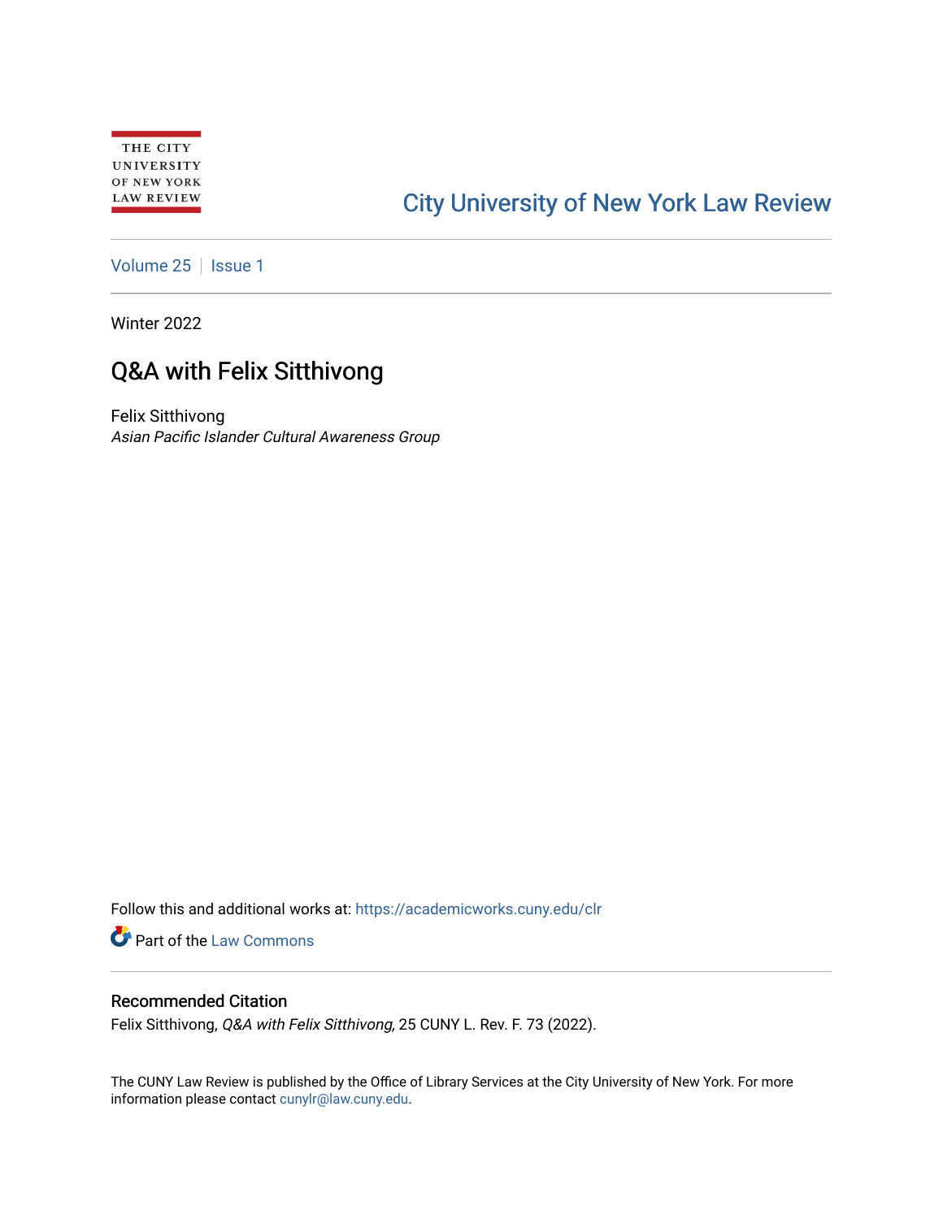THE CITY UNIVERSITY OF NEW YORK LAW REVIEW

City University of New York Law Review

Volume 25 | Issue 1

Winter 2022

# Q&A with Felix Sitthivong

Felix Sitthivong
*Asian Pacific Islander Cultural Awareness Group*

Follow this and additional works at: https://academicworks.cuny.edu/clr

Part of the Law Commons

## Recommended Citation

Felix Sitthivong, *Q&A with Felix Sitthivong,* 25 CUNY L. Rev. F. 73 (2022).

The CUNY Law Review is published by the Office of Library Services at the City University of New York. For more information please contact cunylr@law.cuny.edu.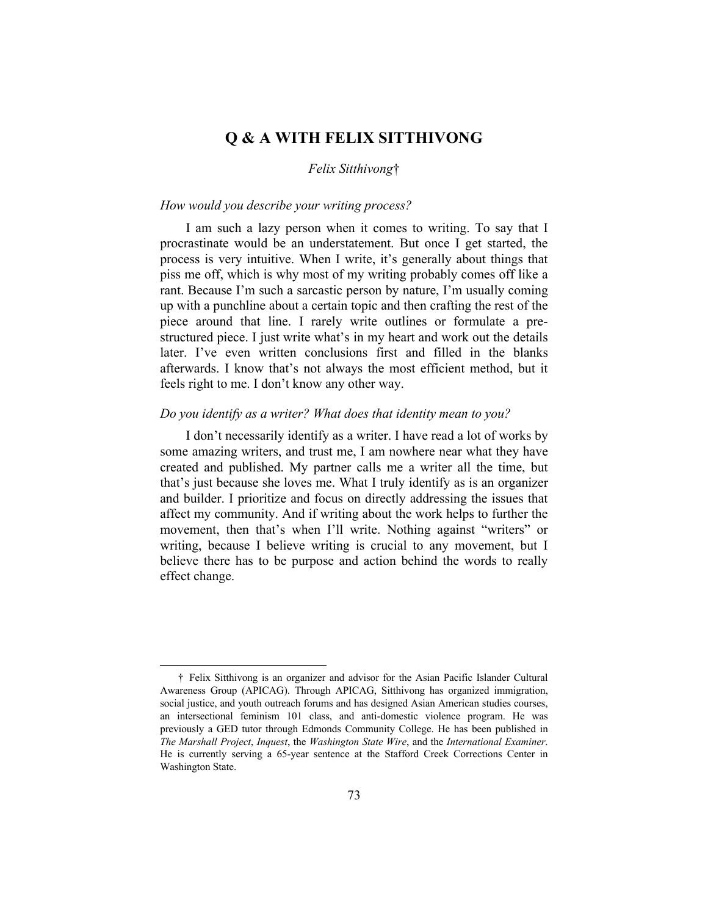# Q & A WITH FELIX SITTHIVONG

*Felix Sitthivong*†

*How would you describe your writing process?*

I am such a lazy person when it comes to writing. To say that I procrastinate would be an understatement. But once I get started, the process is very intuitive. When I write, it's generally about things that piss me off, which is why most of my writing probably comes off like a rant. Because I'm such a sarcastic person by nature, I'm usually coming up with a punchline about a certain topic and then crafting the rest of the piece around that line. I rarely write outlines or formulate a pre-structured piece. I just write what's in my heart and work out the details later. I've even written conclusions first and filled in the blanks afterwards. I know that's not always the most efficient method, but it feels right to me. I don't know any other way.

*Do you identify as a writer? What does that identity mean to you?*

I don't necessarily identify as a writer. I have read a lot of works by some amazing writers, and trust me, I am nowhere near what they have created and published. My partner calls me a writer all the time, but that's just because she loves me. What I truly identify as is an organizer and builder. I prioritize and focus on directly addressing the issues that affect my community. And if writing about the work helps to further the movement, then that's when I'll write. Nothing against "writers" or writing, because I believe writing is crucial to any movement, but I believe there has to be purpose and action behind the words to really effect change.

---

† Felix Sitthivong is an organizer and advisor for the Asian Pacific Islander Cultural Awareness Group (APICAG). Through APICAG, Sitthivong has organized immigration, social justice, and youth outreach forums and has designed Asian American studies courses, an intersectional feminism 101 class, and anti-domestic violence program. He was previously a GED tutor through Edmonds Community College. He has been published in *The Marshall Project*, *Inquest*, the *Washington State Wire*, and the *International Examiner*. He is currently serving a 65-year sentence at the Stafford Creek Corrections Center in Washington State.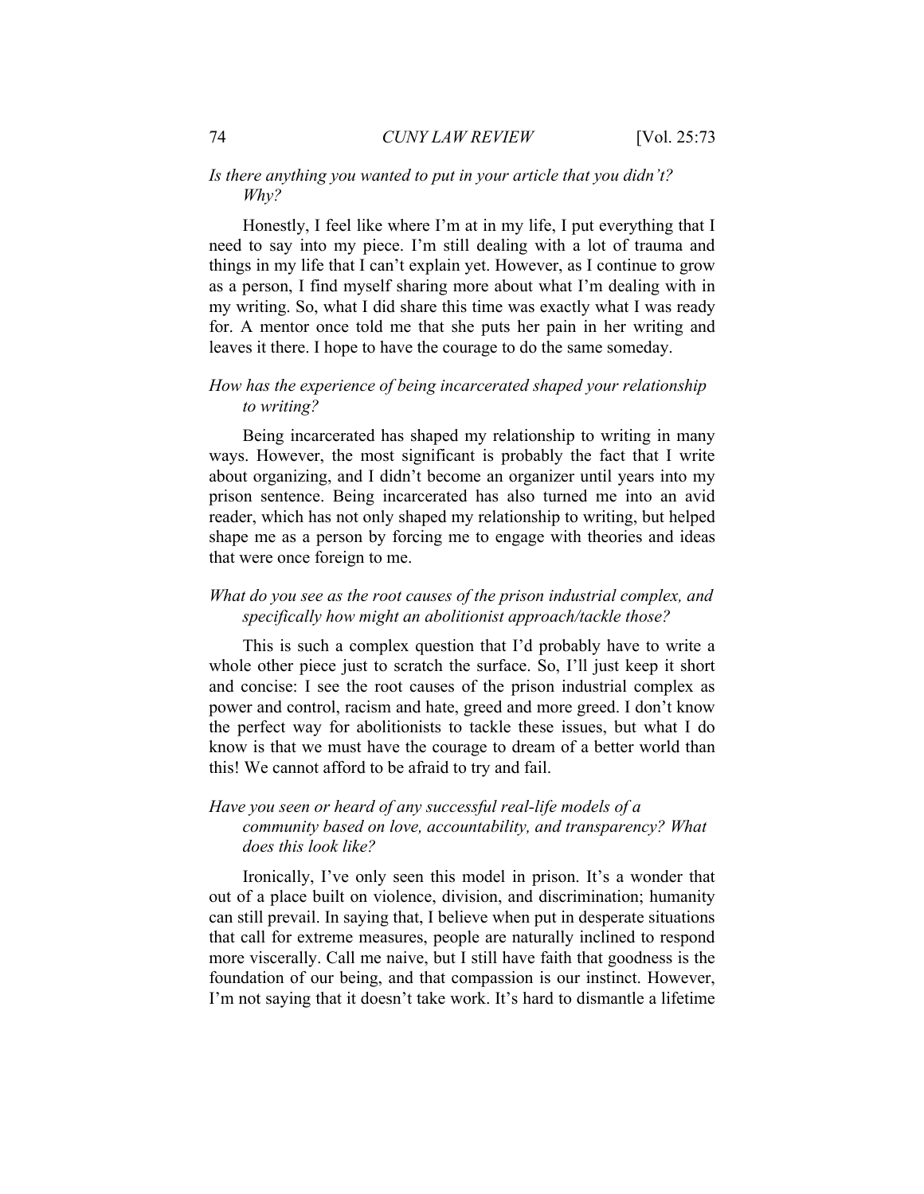*Is there anything you wanted to put in your article that you didn't? Why?*

Honestly, I feel like where I'm at in my life, I put everything that I need to say into my piece. I'm still dealing with a lot of trauma and things in my life that I can't explain yet. However, as I continue to grow as a person, I find myself sharing more about what I'm dealing with in my writing. So, what I did share this time was exactly what I was ready for. A mentor once told me that she puts her pain in her writing and leaves it there. I hope to have the courage to do the same someday.

*How has the experience of being incarcerated shaped your relationship to writing?*

Being incarcerated has shaped my relationship to writing in many ways. However, the most significant is probably the fact that I write about organizing, and I didn't become an organizer until years into my prison sentence. Being incarcerated has also turned me into an avid reader, which has not only shaped my relationship to writing, but helped shape me as a person by forcing me to engage with theories and ideas that were once foreign to me.

*What do you see as the root causes of the prison industrial complex, and specifically how might an abolitionist approach/tackle those?*

This is such a complex question that I'd probably have to write a whole other piece just to scratch the surface. So, I'll just keep it short and concise: I see the root causes of the prison industrial complex as power and control, racism and hate, greed and more greed. I don't know the perfect way for abolitionists to tackle these issues, but what I do know is that we must have the courage to dream of a better world than this! We cannot afford to be afraid to try and fail.

*Have you seen or heard of any successful real-life models of a community based on love, accountability, and transparency? What does this look like?*

Ironically, I've only seen this model in prison. It's a wonder that out of a place built on violence, division, and discrimination; humanity can still prevail. In saying that, I believe when put in desperate situations that call for extreme measures, people are naturally inclined to respond more viscerally. Call me naive, but I still have faith that goodness is the foundation of our being, and that compassion is our instinct. However, I'm not saying that it doesn't take work. It's hard to dismantle a lifetime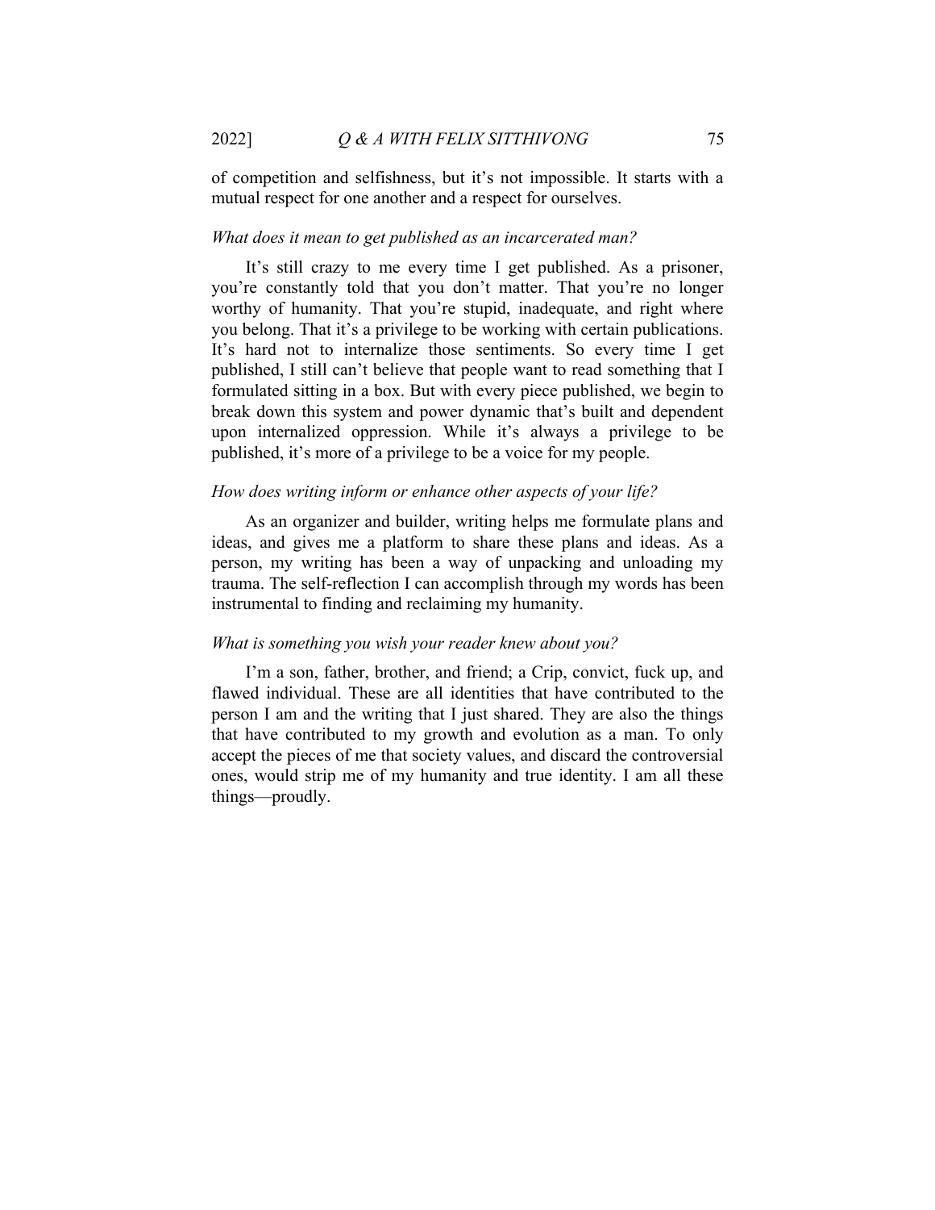of competition and selfishness, but it's not impossible. It starts with a mutual respect for one another and a respect for ourselves.

*What does it mean to get published as an incarcerated man?*

It's still crazy to me every time I get published. As a prisoner, you're constantly told that you don't matter. That you're no longer worthy of humanity. That you're stupid, inadequate, and right where you belong. That it's a privilege to be working with certain publications. It's hard not to internalize those sentiments. So every time I get published, I still can't believe that people want to read something that I formulated sitting in a box. But with every piece published, we begin to break down this system and power dynamic that's built and dependent upon internalized oppression. While it's always a privilege to be published, it's more of a privilege to be a voice for my people.

*How does writing inform or enhance other aspects of your life?*

As an organizer and builder, writing helps me formulate plans and ideas, and gives me a platform to share these plans and ideas. As a person, my writing has been a way of unpacking and unloading my trauma. The self-reflection I can accomplish through my words has been instrumental to finding and reclaiming my humanity.

*What is something you wish your reader knew about you?*

I'm a son, father, brother, and friend; a Crip, convict, fuck up, and flawed individual. These are all identities that have contributed to the person I am and the writing that I just shared. They are also the things that have contributed to my growth and evolution as a man. To only accept the pieces of me that society values, and discard the controversial ones, would strip me of my humanity and true identity. I am all these things—proudly.